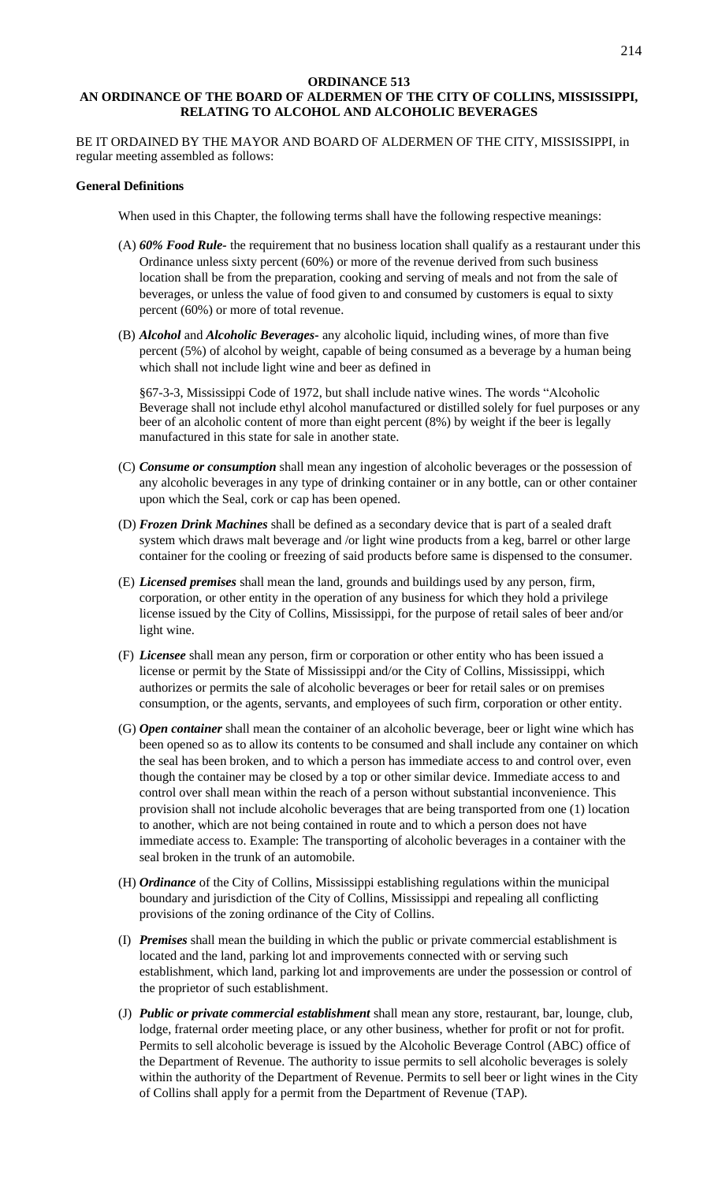**ORDINANCE 513**

**AN ORDINANCE OF THE BOARD OF ALDERMEN OF THE CITY OF COLLINS, MISSISSIPPI, RELATING TO ALCOHOL AND ALCOHOLIC BEVERAGES**

BE IT ORDAINED BY THE MAYOR AND BOARD OF ALDERMEN OF THE CITY, MISSISSIPPI, in regular meeting assembled as follows:

**General Definitions**

When used in this Chapter, the following terms shall have the following respective meanings:

(A) ***60% Food Rule-*** the requirement that no business location shall qualify as a restaurant under this Ordinance unless sixty percent (60%) or more of the revenue derived from such business location shall be from the preparation, cooking and serving of meals and not from the sale of beverages, or unless the value of food given to and consumed by customers is equal to sixty percent (60%) or more of total revenue.

(B) ***Alcohol*** and ***Alcoholic Beverages-*** any alcoholic liquid, including wines, of more than five percent (5%) of alcohol by weight, capable of being consumed as a beverage by a human being which shall not include light wine and beer as defined in

§67-3-3, Mississippi Code of 1972, but shall include native wines. The words "Alcoholic Beverage shall not include ethyl alcohol manufactured or distilled solely for fuel purposes or any beer of an alcoholic content of more than eight percent (8%) by weight if the beer is legally manufactured in this state for sale in another state.

(C) ***Consume or consumption*** shall mean any ingestion of alcoholic beverages or the possession of any alcoholic beverages in any type of drinking container or in any bottle, can or other container upon which the Seal, cork or cap has been opened.

(D) ***Frozen Drink Machines*** shall be defined as a secondary device that is part of a sealed draft system which draws malt beverage and /or light wine products from a keg, barrel or other large container for the cooling or freezing of said products before same is dispensed to the consumer.

(E) ***Licensed premises*** shall mean the land, grounds and buildings used by any person, firm, corporation, or other entity in the operation of any business for which they hold a privilege license issued by the City of Collins, Mississippi, for the purpose of retail sales of beer and/or light wine.

(F) ***Licensee*** shall mean any person, firm or corporation or other entity who has been issued a license or permit by the State of Mississippi and/or the City of Collins, Mississippi, which authorizes or permits the sale of alcoholic beverages or beer for retail sales or on premises consumption, or the agents, servants, and employees of such firm, corporation or other entity.

(G) ***Open container*** shall mean the container of an alcoholic beverage, beer or light wine which has been opened so as to allow its contents to be consumed and shall include any container on which the seal has been broken, and to which a person has immediate access to and control over, even though the container may be closed by a top or other similar device. Immediate access to and control over shall mean within the reach of a person without substantial inconvenience. This provision shall not include alcoholic beverages that are being transported from one (1) location to another, which are not being contained in route and to which a person does not have immediate access to. Example: The transporting of alcoholic beverages in a container with the seal broken in the trunk of an automobile.

(H) ***Ordinance*** of the City of Collins, Mississippi establishing regulations within the municipal boundary and jurisdiction of the City of Collins, Mississippi and repealing all conflicting provisions of the zoning ordinance of the City of Collins.

(I) ***Premises*** shall mean the building in which the public or private commercial establishment is located and the land, parking lot and improvements connected with or serving such establishment, which land, parking lot and improvements are under the possession or control of the proprietor of such establishment.

(J) ***Public or private commercial establishment*** shall mean any store, restaurant, bar, lounge, club, lodge, fraternal order meeting place, or any other business, whether for profit or not for profit. Permits to sell alcoholic beverage is issued by the Alcoholic Beverage Control (ABC) office of the Department of Revenue. The authority to issue permits to sell alcoholic beverages is solely within the authority of the Department of Revenue. Permits to sell beer or light wines in the City of Collins shall apply for a permit from the Department of Revenue (TAP).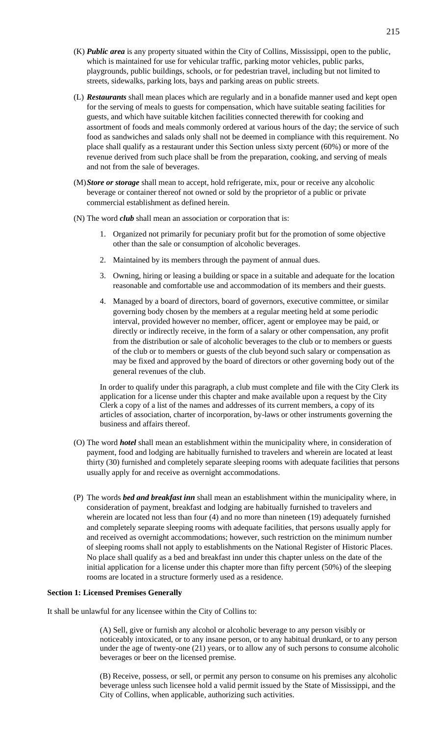(K) ***Public area*** is any property situated within the City of Collins, Mississippi, open to the public, which is maintained for use for vehicular traffic, parking motor vehicles, public parks, playgrounds, public buildings, schools, or for pedestrian travel, including but not limited to streets, sidewalks, parking lots, bays and parking areas on public streets.

(L) ***Restaurants*** shall mean places which are regularly and in a bonafide manner used and kept open for the serving of meals to guests for compensation, which have suitable seating facilities for guests, and which have suitable kitchen facilities connected therewith for cooking and assortment of foods and meals commonly ordered at various hours of the day; the service of such food as sandwiches and salads only shall not be deemed in compliance with this requirement. No place shall qualify as a restaurant under this Section unless sixty percent (60%) or more of the revenue derived from such place shall be from the preparation, cooking, and serving of meals and not from the sale of beverages.

(M) ***Store or storage*** shall mean to accept, hold refrigerate, mix, pour or receive any alcoholic beverage or container thereof not owned or sold by the proprietor of a public or private commercial establishment as defined herein.

(N) The word ***club*** shall mean an association or corporation that is:

1. Organized not primarily for pecuniary profit but for the promotion of some objective other than the sale or consumption of alcoholic beverages.
2. Maintained by its members through the payment of annual dues.
3. Owning, hiring or leasing a building or space in a suitable and adequate for the location reasonable and comfortable use and accommodation of its members and their guests.
4. Managed by a board of directors, board of governors, executive committee, or similar governing body chosen by the members at a regular meeting held at some periodic interval, provided however no member, officer, agent or employee may be paid, or directly or indirectly receive, in the form of a salary or other compensation, any profit from the distribution or sale of alcoholic beverages to the club or to members or guests of the club or to members or guests of the club beyond such salary or compensation as may be fixed and approved by the board of directors or other governing body out of the general revenues of the club.

In order to qualify under this paragraph, a club must complete and file with the City Clerk its application for a license under this chapter and make available upon a request by the City Clerk a copy of a list of the names and addresses of its current members, a copy of its articles of association, charter of incorporation, by-laws or other instruments governing the business and affairs thereof.

(O) The word ***hotel*** shall mean an establishment within the municipality where, in consideration of payment, food and lodging are habitually furnished to travelers and wherein are located at least thirty (30) furnished and completely separate sleeping rooms with adequate facilities that persons usually apply for and receive as overnight accommodations.

(P) The words ***bed and breakfast inn*** shall mean an establishment within the municipality where, in consideration of payment, breakfast and lodging are habitually furnished to travelers and wherein are located not less than four (4) and no more than nineteen (19) adequately furnished and completely separate sleeping rooms with adequate facilities, that persons usually apply for and received as overnight accommodations; however, such restriction on the minimum number of sleeping rooms shall not apply to establishments on the National Register of Historic Places. No place shall qualify as a bed and breakfast inn under this chapter unless on the date of the initial application for a license under this chapter more than fifty percent (50%) of the sleeping rooms are located in a structure formerly used as a residence.

**Section 1: Licensed Premises Generally**

It shall be unlawful for any licensee within the City of Collins to:

(A) Sell, give or furnish any alcohol or alcoholic beverage to any person visibly or noticeably intoxicated, or to any insane person, or to any habitual drunkard, or to any person under the age of twenty-one (21) years, or to allow any of such persons to consume alcoholic beverages or beer on the licensed premise.

(B) Receive, possess, or sell, or permit any person to consume on his premises any alcoholic beverage unless such licensee hold a valid permit issued by the State of Mississippi, and the City of Collins, when applicable, authorizing such activities.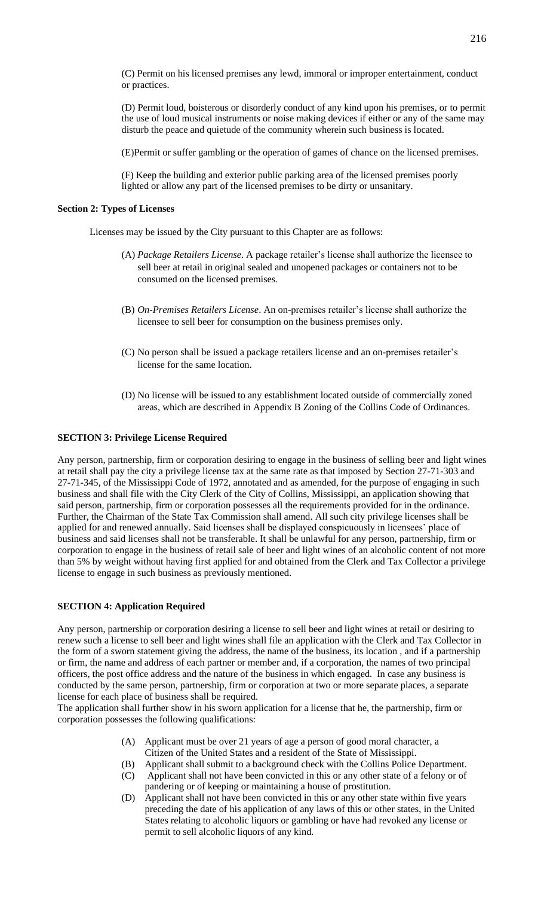(C) Permit on his licensed premises any lewd, immoral or improper entertainment, conduct or practices.

(D) Permit loud, boisterous or disorderly conduct of any kind upon his premises, or to permit the use of loud musical instruments or noise making devices if either or any of the same may disturb the peace and quietude of the community wherein such business is located.

(E)Permit or suffer gambling or the operation of games of chance on the licensed premises.

(F) Keep the building and exterior public parking area of the licensed premises poorly lighted or allow any part of the licensed premises to be dirty or unsanitary.

**Section 2: Types of Licenses**

Licenses may be issued by the City pursuant to this Chapter are as follows:

(A) *Package Retailers License*. A package retailer's license shall authorize the licensee to sell beer at retail in original sealed and unopened packages or containers not to be consumed on the licensed premises.

(B) *On-Premises Retailers License*. An on-premises retailer's license shall authorize the licensee to sell beer for consumption on the business premises only.

(C) No person shall be issued a package retailers license and an on-premises retailer's license for the same location.

(D) No license will be issued to any establishment located outside of commercially zoned areas, which are described in Appendix B Zoning of the Collins Code of Ordinances.

**SECTION 3: Privilege License Required**

Any person, partnership, firm or corporation desiring to engage in the business of selling beer and light wines at retail shall pay the city a privilege license tax at the same rate as that imposed by Section 27-71-303 and 27-71-345, of the Mississippi Code of 1972, annotated and as amended, for the purpose of engaging in such business and shall file with the City Clerk of the City of Collins, Mississippi, an application showing that said person, partnership, firm or corporation possesses all the requirements provided for in the ordinance. Further, the Chairman of the State Tax Commission shall amend. All such city privilege licenses shall be applied for and renewed annually. Said licenses shall be displayed conspicuously in licensees' place of business and said licenses shall not be transferable. It shall be unlawful for any person, partnership, firm or corporation to engage in the business of retail sale of beer and light wines of an alcoholic content of not more than 5% by weight without having first applied for and obtained from the Clerk and Tax Collector a privilege license to engage in such business as previously mentioned.

**SECTION 4: Application Required**

Any person, partnership or corporation desiring a license to sell beer and light wines at retail or desiring to renew such a license to sell beer and light wines shall file an application with the Clerk and Tax Collector in the form of a sworn statement giving the address, the name of the business, its location , and if a partnership or firm, the name and address of each partner or member and, if a corporation, the names of two principal officers, the post office address and the nature of the business in which engaged. In case any business is conducted by the same person, partnership, firm or corporation at two or more separate places, a separate license for each place of business shall be required.

The application shall further show in his sworn application for a license that he, the partnership, firm or corporation possesses the following qualifications:

(A) Applicant must be over 21 years of age a person of good moral character, a Citizen of the United States and a resident of the State of Mississippi.
(B) Applicant shall submit to a background check with the Collins Police Department.
(C) Applicant shall not have been convicted in this or any other state of a felony or of pandering or of keeping or maintaining a house of prostitution.
(D) Applicant shall not have been convicted in this or any other state within five years preceding the date of his application of any laws of this or other states, in the United States relating to alcoholic liquors or gambling or have had revoked any license or permit to sell alcoholic liquors of any kind.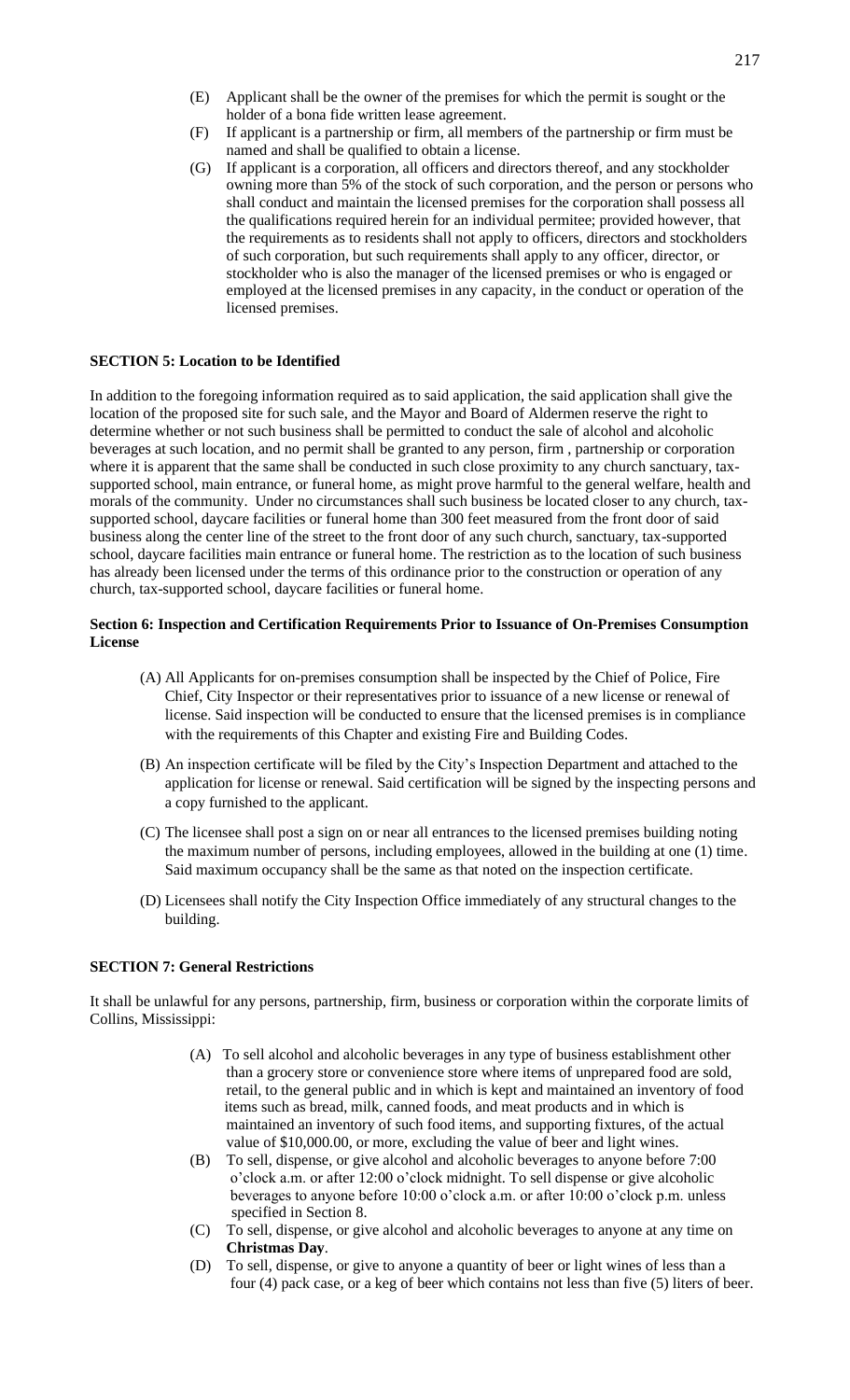(E) Applicant shall be the owner of the premises for which the permit is sought or the holder of a bona fide written lease agreement.

(F) If applicant is a partnership or firm, all members of the partnership or firm must be named and shall be qualified to obtain a license.

(G) If applicant is a corporation, all officers and directors thereof, and any stockholder owning more than 5% of the stock of such corporation, and the person or persons who shall conduct and maintain the licensed premises for the corporation shall possess all the qualifications required herein for an individual permitee; provided however, that the requirements as to residents shall not apply to officers, directors and stockholders of such corporation, but such requirements shall apply to any officer, director, or stockholder who is also the manager of the licensed premises or who is engaged or employed at the licensed premises in any capacity, in the conduct or operation of the licensed premises.

**SECTION 5: Location to be Identified**

In addition to the foregoing information required as to said application, the said application shall give the location of the proposed site for such sale, and the Mayor and Board of Aldermen reserve the right to determine whether or not such business shall be permitted to conduct the sale of alcohol and alcoholic beverages at such location, and no permit shall be granted to any person, firm , partnership or corporation where it is apparent that the same shall be conducted in such close proximity to any church sanctuary, tax-supported school, main entrance, or funeral home, as might prove harmful to the general welfare, health and morals of the community. Under no circumstances shall such business be located closer to any church, tax-supported school, daycare facilities or funeral home than 300 feet measured from the front door of said business along the center line of the street to the front door of any such church, sanctuary, tax-supported school, daycare facilities main entrance or funeral home. The restriction as to the location of such business has already been licensed under the terms of this ordinance prior to the construction or operation of any church, tax-supported school, daycare facilities or funeral home.

**Section 6: Inspection and Certification Requirements Prior to Issuance of On-Premises Consumption License**

(A) All Applicants for on-premises consumption shall be inspected by the Chief of Police, Fire Chief, City Inspector or their representatives prior to issuance of a new license or renewal of license. Said inspection will be conducted to ensure that the licensed premises is in compliance with the requirements of this Chapter and existing Fire and Building Codes.

(B) An inspection certificate will be filed by the City's Inspection Department and attached to the application for license or renewal. Said certification will be signed by the inspecting persons and a copy furnished to the applicant.

(C) The licensee shall post a sign on or near all entrances to the licensed premises building noting the maximum number of persons, including employees, allowed in the building at one (1) time. Said maximum occupancy shall be the same as that noted on the inspection certificate.

(D) Licensees shall notify the City Inspection Office immediately of any structural changes to the building.

**SECTION 7: General Restrictions**

It shall be unlawful for any persons, partnership, firm, business or corporation within the corporate limits of Collins, Mississippi:

(A) To sell alcohol and alcoholic beverages in any type of business establishment other than a grocery store or convenience store where items of unprepared food are sold, retail, to the general public and in which is kept and maintained an inventory of food items such as bread, milk, canned foods, and meat products and in which is maintained an inventory of such food items, and supporting fixtures, of the actual value of $10,000.00, or more, excluding the value of beer and light wines.

(B) To sell, dispense, or give alcohol and alcoholic beverages to anyone before 7:00 o'clock a.m. or after 12:00 o'clock midnight. To sell dispense or give alcoholic beverages to anyone before 10:00 o'clock a.m. or after 10:00 o'clock p.m. unless specified in Section 8.

(C) To sell, dispense, or give alcohol and alcoholic beverages to anyone at any time on **Christmas Day**.

(D) To sell, dispense, or give to anyone a quantity of beer or light wines of less than a four (4) pack case, or a keg of beer which contains not less than five (5) liters of beer.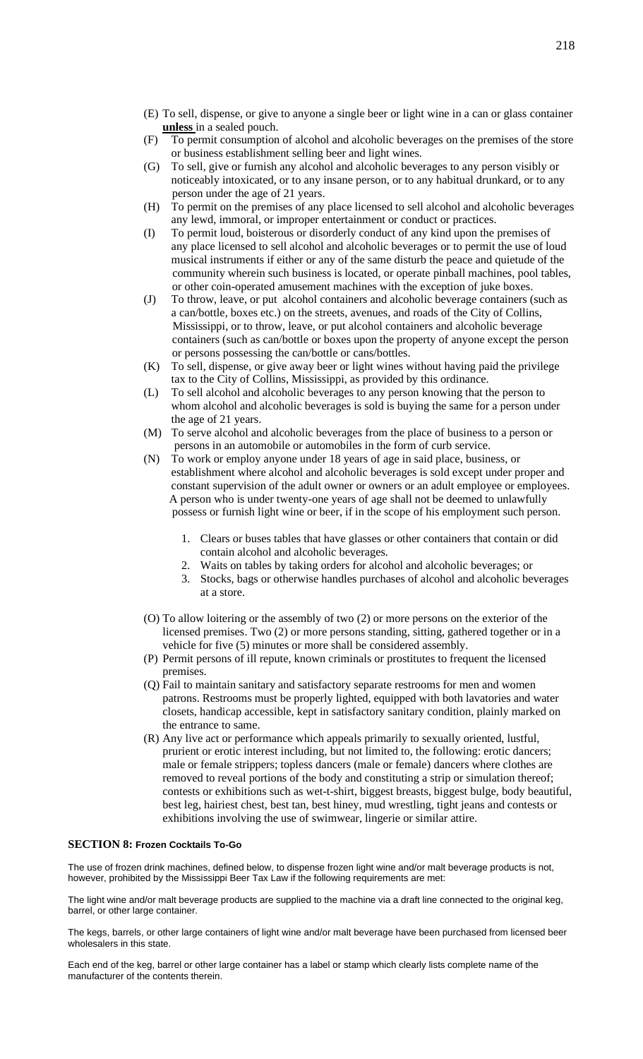(E) To sell, dispense, or give to anyone a single beer or light wine in a can or glass container **unless** in a sealed pouch.

(F) To permit consumption of alcohol and alcoholic beverages on the premises of the store or business establishment selling beer and light wines.

(G) To sell, give or furnish any alcohol and alcoholic beverages to any person visibly or noticeably intoxicated, or to any insane person, or to any habitual drunkard, or to any person under the age of 21 years.

(H) To permit on the premises of any place licensed to sell alcohol and alcoholic beverages any lewd, immoral, or improper entertainment or conduct or practices.

(I) To permit loud, boisterous or disorderly conduct of any kind upon the premises of any place licensed to sell alcohol and alcoholic beverages or to permit the use of loud musical instruments if either or any of the same disturb the peace and quietude of the community wherein such business is located, or operate pinball machines, pool tables, or other coin-operated amusement machines with the exception of juke boxes.

(J) To throw, leave, or put alcohol containers and alcoholic beverage containers (such as a can/bottle, boxes etc.) on the streets, avenues, and roads of the City of Collins, Mississippi, or to throw, leave, or put alcohol containers and alcoholic beverage containers (such as can/bottle or boxes upon the property of anyone except the person or persons possessing the can/bottle or cans/bottles.

(K) To sell, dispense, or give away beer or light wines without having paid the privilege tax to the City of Collins, Mississippi, as provided by this ordinance.

(L) To sell alcohol and alcoholic beverages to any person knowing that the person to whom alcohol and alcoholic beverages is sold is buying the same for a person under the age of 21 years.

(M) To serve alcohol and alcoholic beverages from the place of business to a person or persons in an automobile or automobiles in the form of curb service.

(N) To work or employ anyone under 18 years of age in said place, business, or establishment where alcohol and alcoholic beverages is sold except under proper and constant supervision of the adult owner or owners or an adult employee or employees. A person who is under twenty-one years of age shall not be deemed to unlawfully possess or furnish light wine or beer, if in the scope of his employment such person.

1. Clears or buses tables that have glasses or other containers that contain or did contain alcohol and alcoholic beverages.
2. Waits on tables by taking orders for alcohol and alcoholic beverages; or
3. Stocks, bags or otherwise handles purchases of alcohol and alcoholic beverages at a store.

(O) To allow loitering or the assembly of two (2) or more persons on the exterior of the licensed premises. Two (2) or more persons standing, sitting, gathered together or in a vehicle for five (5) minutes or more shall be considered assembly.

(P) Permit persons of ill repute, known criminals or prostitutes to frequent the licensed premises.

(Q) Fail to maintain sanitary and satisfactory separate restrooms for men and women patrons. Restrooms must be properly lighted, equipped with both lavatories and water closets, handicap accessible, kept in satisfactory sanitary condition, plainly marked on the entrance to same.

(R) Any live act or performance which appeals primarily to sexually oriented, lustful, prurient or erotic interest including, but not limited to, the following: erotic dancers; male or female strippers; topless dancers (male or female) dancers where clothes are removed to reveal portions of the body and constituting a strip or simulation thereof; contests or exhibitions such as wet-t-shirt, biggest breasts, biggest bulge, body beautiful, best leg, hairiest chest, best tan, best hiney, mud wrestling, tight jeans and contests or exhibitions involving the use of swimwear, lingerie or similar attire.

**SECTION 8: Frozen Cocktails To-Go**

The use of frozen drink machines, defined below, to dispense frozen light wine and/or malt beverage products is not, however, prohibited by the Mississippi Beer Tax Law if the following requirements are met:

The light wine and/or malt beverage products are supplied to the machine via a draft line connected to the original keg, barrel, or other large container.

The kegs, barrels, or other large containers of light wine and/or malt beverage have been purchased from licensed beer wholesalers in this state.

Each end of the keg, barrel or other large container has a label or stamp which clearly lists complete name of the manufacturer of the contents therein.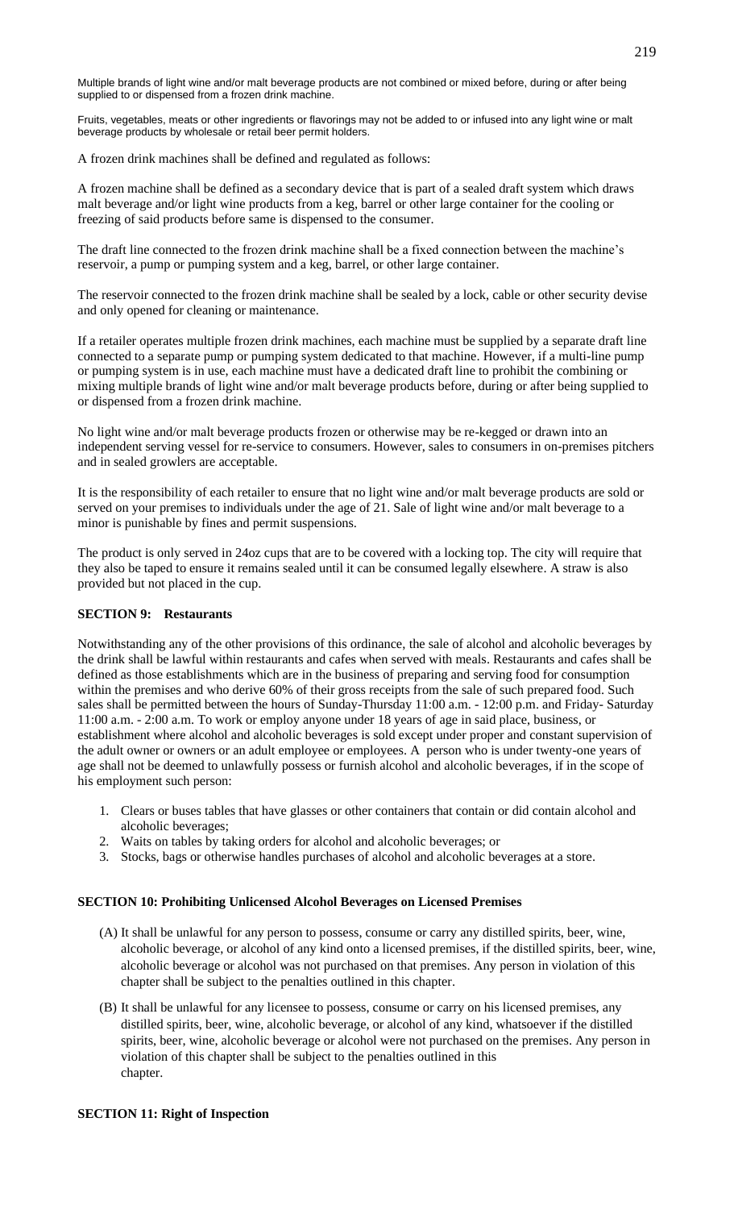Multiple brands of light wine and/or malt beverage products are not combined or mixed before, during or after being supplied to or dispensed from a frozen drink machine.

Fruits, vegetables, meats or other ingredients or flavorings may not be added to or infused into any light wine or malt beverage products by wholesale or retail beer permit holders.

A frozen drink machines shall be defined and regulated as follows:

A frozen machine shall be defined as a secondary device that is part of a sealed draft system which draws malt beverage and/or light wine products from a keg, barrel or other large container for the cooling or freezing of said products before same is dispensed to the consumer.

The draft line connected to the frozen drink machine shall be a fixed connection between the machine's reservoir, a pump or pumping system and a keg, barrel, or other large container.

The reservoir connected to the frozen drink machine shall be sealed by a lock, cable or other security devise and only opened for cleaning or maintenance.

If a retailer operates multiple frozen drink machines, each machine must be supplied by a separate draft line connected to a separate pump or pumping system dedicated to that machine. However, if a multi-line pump or pumping system is in use, each machine must have a dedicated draft line to prohibit the combining or mixing multiple brands of light wine and/or malt beverage products before, during or after being supplied to or dispensed from a frozen drink machine.

No light wine and/or malt beverage products frozen or otherwise may be re-kegged or drawn into an independent serving vessel for re-service to consumers. However, sales to consumers in on-premises pitchers and in sealed growlers are acceptable.

It is the responsibility of each retailer to ensure that no light wine and/or malt beverage products are sold or served on your premises to individuals under the age of 21. Sale of light wine and/or malt beverage to a minor is punishable by fines and permit suspensions.

The product is only served in 24oz cups that are to be covered with a locking top. The city will require that they also be taped to ensure it remains sealed until it can be consumed legally elsewhere. A straw is also provided but not placed in the cup.

**SECTION 9: Restaurants**

Notwithstanding any of the other provisions of this ordinance, the sale of alcohol and alcoholic beverages by the drink shall be lawful within restaurants and cafes when served with meals. Restaurants and cafes shall be defined as those establishments which are in the business of preparing and serving food for consumption within the premises and who derive 60% of their gross receipts from the sale of such prepared food. Such sales shall be permitted between the hours of Sunday-Thursday 11:00 a.m. - 12:00 p.m. and Friday- Saturday 11:00 a.m. - 2:00 a.m. To work or employ anyone under 18 years of age in said place, business, or establishment where alcohol and alcoholic beverages is sold except under proper and constant supervision of the adult owner or owners or an adult employee or employees. A person who is under twenty-one years of age shall not be deemed to unlawfully possess or furnish alcohol and alcoholic beverages, if in the scope of his employment such person:

1. Clears or buses tables that have glasses or other containers that contain or did contain alcohol and alcoholic beverages;
2. Waits on tables by taking orders for alcohol and alcoholic beverages; or
3. Stocks, bags or otherwise handles purchases of alcohol and alcoholic beverages at a store.

**SECTION 10: Prohibiting Unlicensed Alcohol Beverages on Licensed Premises**

(A) It shall be unlawful for any person to possess, consume or carry any distilled spirits, beer, wine, alcoholic beverage, or alcohol of any kind onto a licensed premises, if the distilled spirits, beer, wine, alcoholic beverage or alcohol was not purchased on that premises. Any person in violation of this chapter shall be subject to the penalties outlined in this chapter.

(B) It shall be unlawful for any licensee to possess, consume or carry on his licensed premises, any distilled spirits, beer, wine, alcoholic beverage, or alcohol of any kind, whatsoever if the distilled spirits, beer, wine, alcoholic beverage or alcohol were not purchased on the premises. Any person in violation of this chapter shall be subject to the penalties outlined in this chapter.

**SECTION 11: Right of Inspection**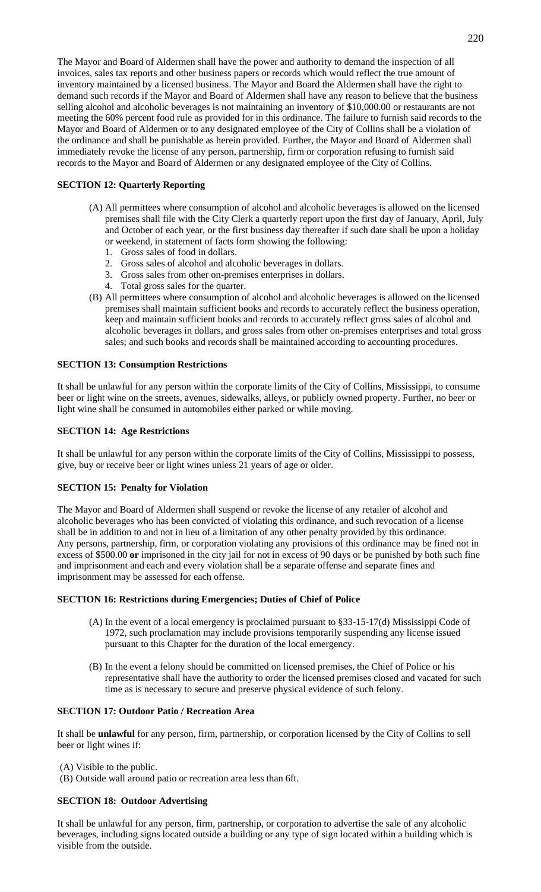The Mayor and Board of Aldermen shall have the power and authority to demand the inspection of all invoices, sales tax reports and other business papers or records which would reflect the true amount of inventory maintained by a licensed business. The Mayor and Board the Aldermen shall have the right to demand such records if the Mayor and Board of Aldermen shall have any reason to believe that the business selling alcohol and alcoholic beverages is not maintaining an inventory of $10,000.00 or restaurants are not meeting the 60% percent food rule as provided for in this ordinance. The failure to furnish said records to the Mayor and Board of Aldermen or to any designated employee of the City of Collins shall be a violation of the ordinance and shall be punishable as herein provided. Further, the Mayor and Board of Aldermen shall immediately revoke the license of any person, partnership, firm or corporation refusing to furnish said records to the Mayor and Board of Aldermen or any designated employee of the City of Collins.

**SECTION 12: Quarterly Reporting**

(A) All permittees where consumption of alcohol and alcoholic beverages is allowed on the licensed premises shall file with the City Clerk a quarterly report upon the first day of January, April, July and October of each year, or the first business day thereafter if such date shall be upon a holiday or weekend, in statement of facts form showing the following:
   1. Gross sales of food in dollars.
   2. Gross sales of alcohol and alcoholic beverages in dollars.
   3. Gross sales from other on-premises enterprises in dollars.
   4. Total gross sales for the quarter.

(B) All permittees where consumption of alcohol and alcoholic beverages is allowed on the licensed premises shall maintain sufficient books and records to accurately reflect the business operation, keep and maintain sufficient books and records to accurately reflect gross sales of alcohol and alcoholic beverages in dollars, and gross sales from other on-premises enterprises and total gross sales; and such books and records shall be maintained according to accounting procedures.

**SECTION 13: Consumption Restrictions**

It shall be unlawful for any person within the corporate limits of the City of Collins, Mississippi, to consume beer or light wine on the streets, avenues, sidewalks, alleys, or publicly owned property. Further, no beer or light wine shall be consumed in automobiles either parked or while moving.

**SECTION 14: Age Restrictions**

It shall be unlawful for any person within the corporate limits of the City of Collins, Mississippi to possess, give, buy or receive beer or light wines unless 21 years of age or older.

**SECTION 15: Penalty for Violation**

The Mayor and Board of Aldermen shall suspend or revoke the license of any retailer of alcohol and alcoholic beverages who has been convicted of violating this ordinance, and such revocation of a license shall be in addition to and not in lieu of a limitation of any other penalty provided by this ordinance. Any persons, partnership, firm, or corporation violating any provisions of this ordinance may be fined not in excess of $500.00 **or** imprisoned in the city jail for not in excess of 90 days or be punished by both such fine and imprisonment and each and every violation shall be a separate offense and separate fines and imprisonment may be assessed for each offense.

**SECTION 16: Restrictions during Emergencies; Duties of Chief of Police**

(A) In the event of a local emergency is proclaimed pursuant to §33-15-17(d) Mississippi Code of 1972, such proclamation may include provisions temporarily suspending any license issued pursuant to this Chapter for the duration of the local emergency.

(B) In the event a felony should be committed on licensed premises, the Chief of Police or his representative shall have the authority to order the licensed premises closed and vacated for such time as is necessary to secure and preserve physical evidence of such felony.

**SECTION 17: Outdoor Patio / Recreation Area**

It shall be **unlawful** for any person, firm, partnership, or corporation licensed by the City of Collins to sell beer or light wines if:

(A) Visible to the public.
(B) Outside wall around patio or recreation area less than 6ft.

**SECTION 18: Outdoor Advertising**

It shall be unlawful for any person, firm, partnership, or corporation to advertise the sale of any alcoholic beverages, including signs located outside a building or any type of sign located within a building which is visible from the outside.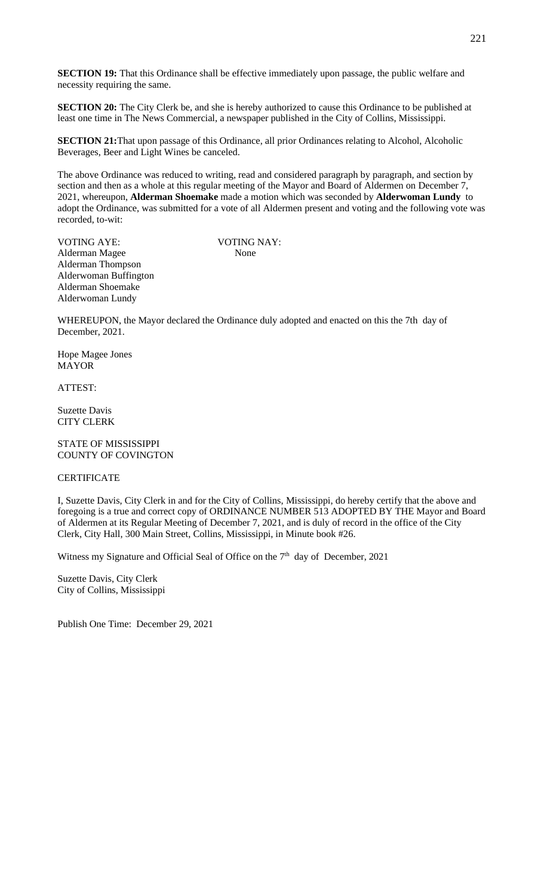**SECTION 19:** That this Ordinance shall be effective immediately upon passage, the public welfare and necessity requiring the same.

**SECTION 20:** The City Clerk be, and she is hereby authorized to cause this Ordinance to be published at least one time in The News Commercial, a newspaper published in the City of Collins, Mississippi.

**SECTION 21:**That upon passage of this Ordinance, all prior Ordinances relating to Alcohol, Alcoholic Beverages, Beer and Light Wines be canceled.

The above Ordinance was reduced to writing, read and considered paragraph by paragraph, and section by section and then as a whole at this regular meeting of the Mayor and Board of Aldermen on December 7, 2021, whereupon, **Alderman Shoemake** made a motion which was seconded by **Alderwoman Lundy** to adopt the Ordinance, was submitted for a vote of all Aldermen present and voting and the following vote was recorded, to-wit:

| VOTING AYE: | VOTING NAY: |
|---|---|
| Alderman Magee | None |
| Alderman Thompson | |
| Alderwoman Buffington | |
| Alderman Shoemake | |
| Alderwoman Lundy | |

WHEREUPON, the Mayor declared the Ordinance duly adopted and enacted on this the 7th day of December, 2021.

Hope Magee Jones
MAYOR

ATTEST:

Suzette Davis
CITY CLERK

STATE OF MISSISSIPPI
COUNTY OF COVINGTON

CERTIFICATE

I, Suzette Davis, City Clerk in and for the City of Collins, Mississippi, do hereby certify that the above and foregoing is a true and correct copy of ORDINANCE NUMBER 513 ADOPTED BY THE Mayor and Board of Aldermen at its Regular Meeting of December 7, 2021, and is duly of record in the office of the City Clerk, City Hall, 300 Main Street, Collins, Mississippi, in Minute book #26.

Witness my Signature and Official Seal of Office on the 7th day of December, 2021

Suzette Davis, City Clerk
City of Collins, Mississippi

Publish One Time: December 29, 2021